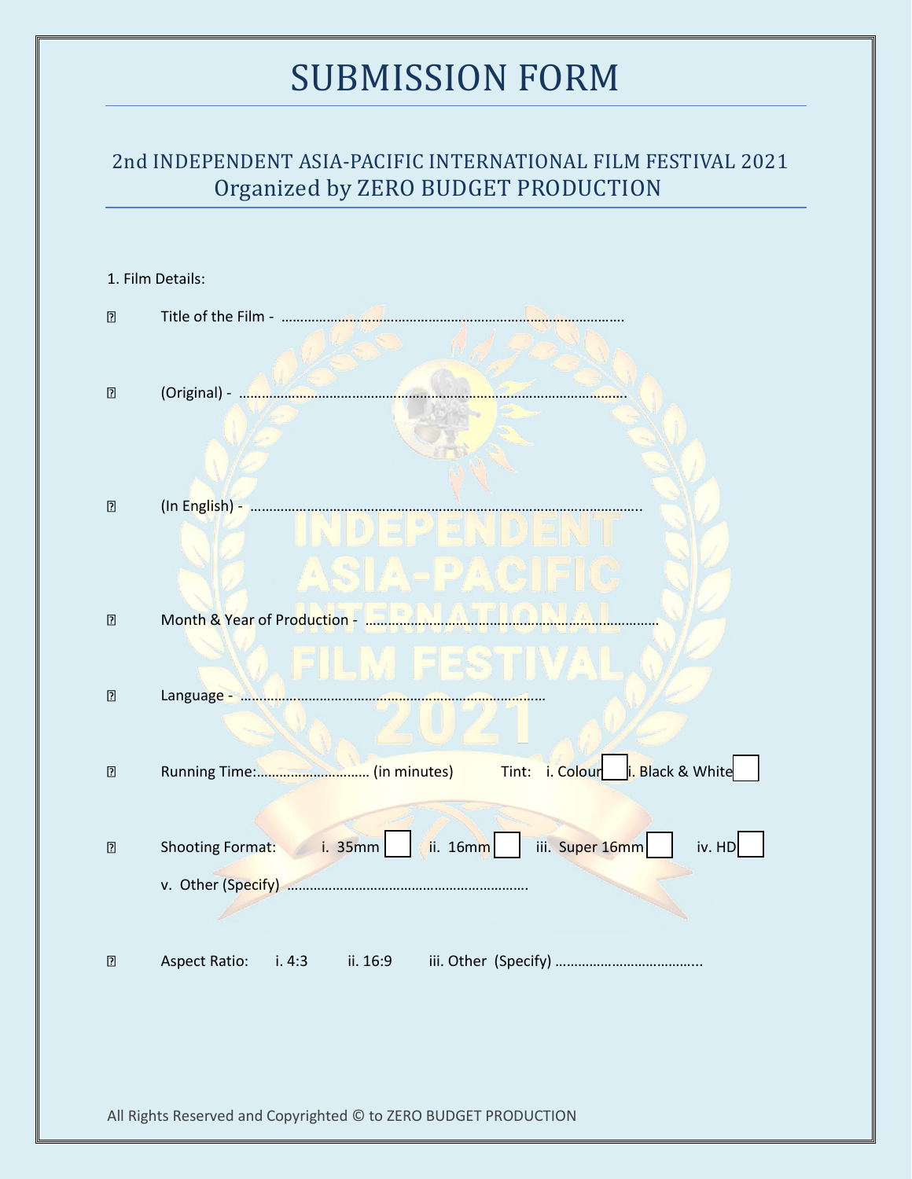# SUBMISSION FORM

## 2nd INDEPENDENT ASIA-PACIFIC INTERNATIONAL FILM FESTIVAL 2021
## Organized by ZERO BUDGET PRODUCTION

1. Film Details:

- Title of the Film - …………………………………………………………………………………….
- (Original) - ………………………………………………………………………………………………
- (In English) - ……………………………………………………………………………………………..
- Month & Year of Production - ……………………………………………………………………
- Language - ………………………………………………………………………
- Running Time:……………………….. (in minutes) Tint: i. Colour ☐ ii. Black & White ☐
- Shooting Format: i. 35mm ☐ ii. 16mm ☐ iii. Super 16mm ☐ iv. HD ☐
  v. Other (Specify) ……………………………………………………….
- Aspect Ratio: i. 4:3 ii. 16:9 iii. Other (Specify) ………………………………..

All Rights Reserved and Copyrighted © to ZERO BUDGET PRODUCTION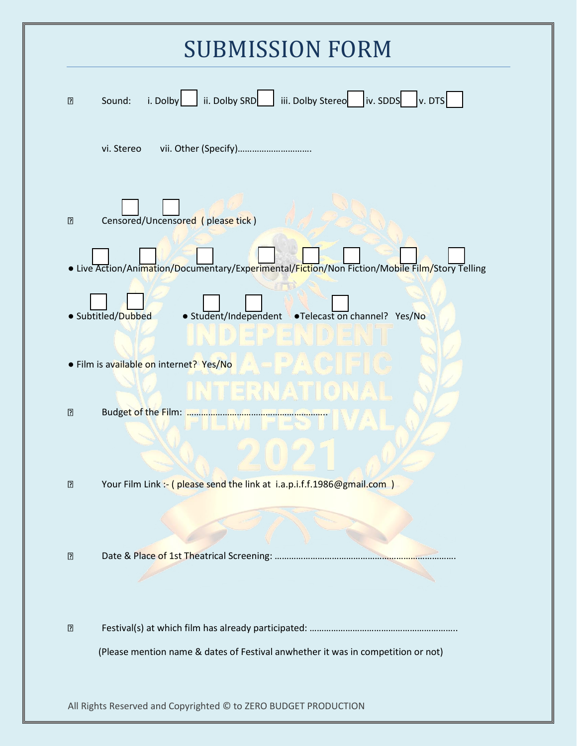# SUBMISSION FORM

- Sound: i. Dolby ☐ ii. Dolby SRD ☐ iii. Dolby Stereo ☐ iv. SDDS ☐ v. DTS ☐

  vi. Stereo vii. Other (Specify)…………………………

- Censored ☐ / Uncensored ☐ ( please tick )

● Live Action ☐ /Animation ☐ /Documentary ☐ /Experimental ☐ /Fiction ☐ /Non Fiction ☐ /Mobile Film ☐ /Story Telling ☐

● Subtitled ☐ /Dubbed ☐ ● Student ☐ /Independent ☐ ●Telecast on channel? ☐ Yes/No

● Film is available on internet? Yes/No

- Budget of the Film: …………………………………………………

- Your Film Link :- ( please send the link at i.a.p.i.f.f.1986@gmail.com )

- Date & Place of 1st Theatrical Screening: ……………………………………………………………….

- Festival(s) at which film has already participated: …………………………………………………..

  (Please mention name & dates of Festival anwhether it was in competition or not)

All Rights Reserved and Copyrighted © to ZERO BUDGET PRODUCTION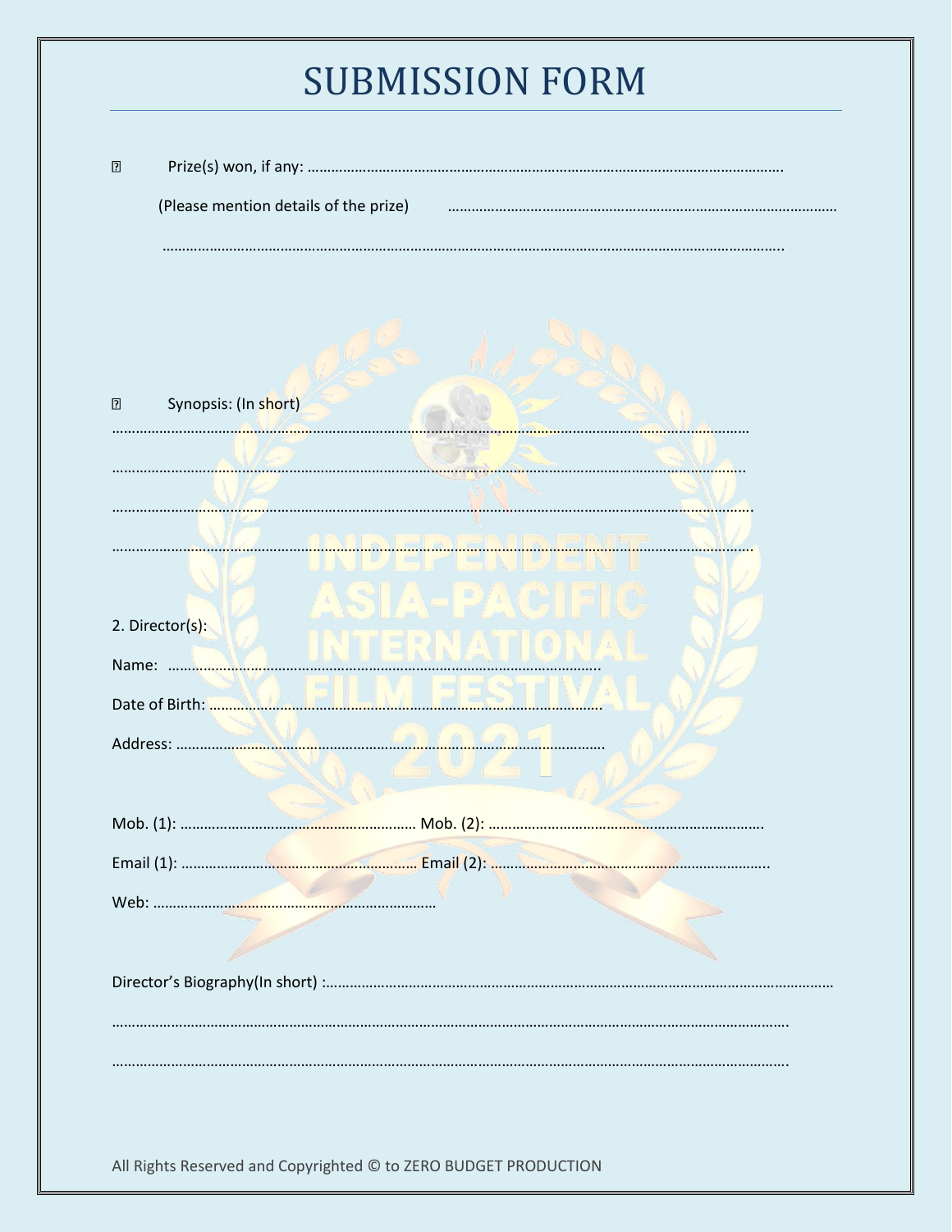# SUBMISSION FORM

- Prize(s) won, if any: ………………………………………………………………………………………………………….

  (Please mention details of the prize) ……………………………………………………………………………………

  ……………………………………………………………………………………………………………………………………………..

- Synopsis: (In short)

………………………………………………………………………………………………………………………………………………

………………………………………………………………………………………………………………………………………………

………………………………………………………………………………………………………………………………………………

………………………………………………………………………………………………………………………………………………

2. Director(s):

Name: ……………………………………………………………………………………………….

Date of Birth: ……………………………………………………………………………………

Address: …………………………………………………………………………………………….

Mob. (1): ………………………………………………… Mob. (2): …………………………………………………………….

Email (1): ………………………………………………… Email (2): ……………………………………………………………..

Web: ………………………………………………………………

Director's Biography(In short) :…………………………………………………………………………………………………………

………………………………………………………………………………………………………………………………………………….

………………………………………………………………………………………………………………………………………………….

All Rights Reserved and Copyrighted © to ZERO BUDGET PRODUCTION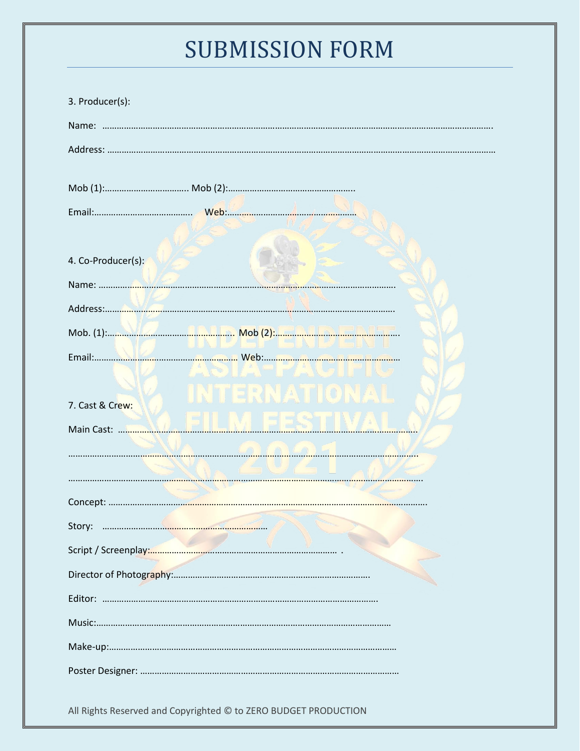# SUBMISSION FORM

3. Producer(s):

Name: ……………………………………………………………………………………………………………………………………….

Address: ………………………………………………………………………………………………………………………………………

Mob (1):…………………………….. Mob (2):…………………………………………….

Email:………………………………….. Web:……………………………………………

4. Co-Producer(s):

Name: …………………………………………………………………………………………………………….

Address:…………………………………………………………………………………………………………….

Mob. (1):…………………………………………… Mob (2):…………………………………………….

Email:…………………………………………………… Web:……………………………………………

7. Cast & Crew:

Main Cast: ……………………………………………………………………………………………………………

……………………………………………………………………………………………………………………………

……………………………………………………………………………………………………………………………

Concept: ……………………………………………………………………………………………………………….

Story: ………………………………………………………….

Script / Screenplay:……………………………………………………………………… .

Director of Photography:……………………………………………………………………….

Editor: ……………………………………………………………………………………………….

Music:……………………………………………………………………………………………………

Make-up:…………………………………………………………………………………………………

Poster Designer: ……………………………………………………………………………………………

All Rights Reserved and Copyrighted © to ZERO BUDGET PRODUCTION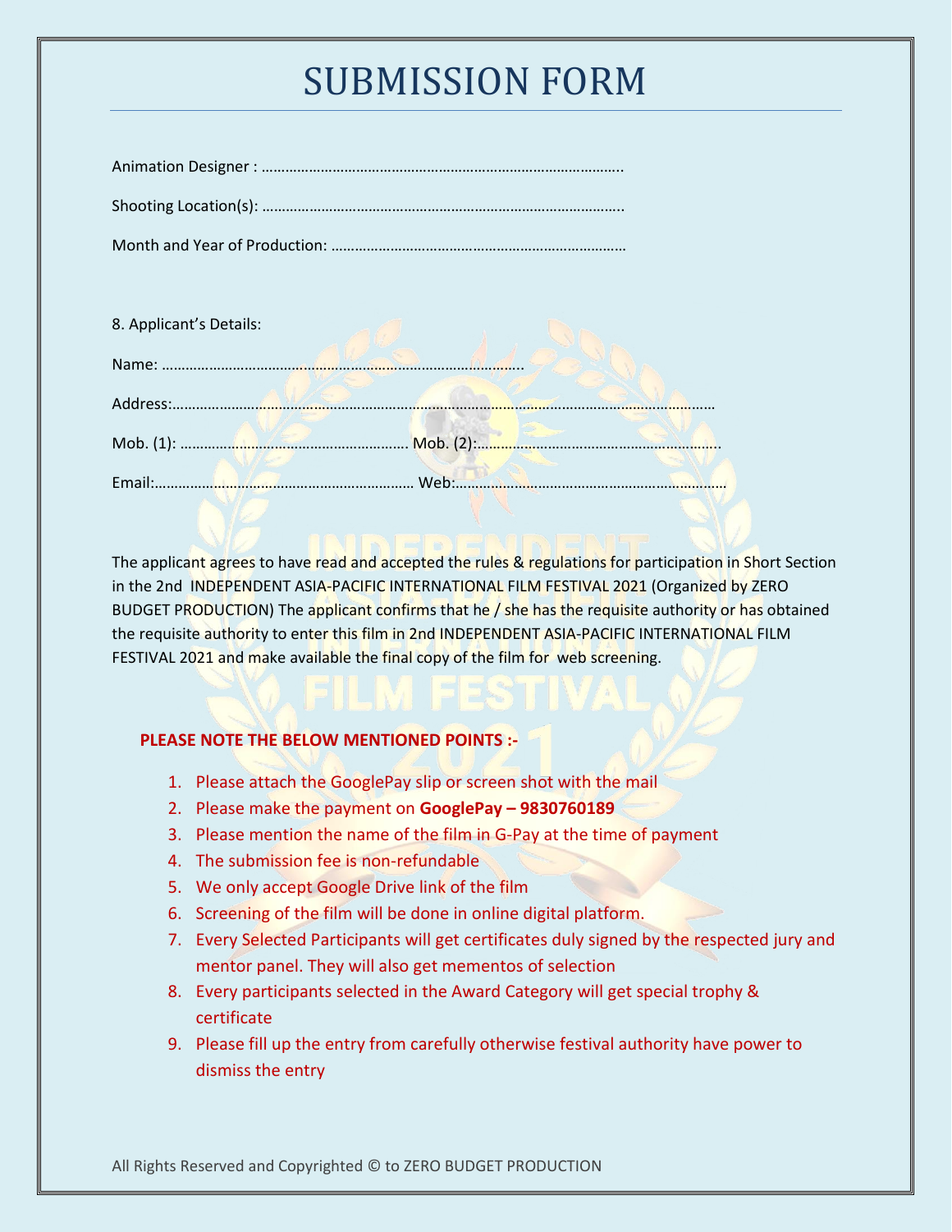# SUBMISSION FORM

Animation Designer : ……………………………………………………………………………..

Shooting Location(s): ……………………………………………………………………………..

Month and Year of Production: …………………………………………………………………

8. Applicant's Details:

Name: ……………………………………………………………………………..

Address:……………………………………………………………………………………………………………………

Mob. (1): ………………………………………………… Mob. (2):……………………………………………………..

Email:………………………………………………………… Web:……………………………………………………………

The applicant agrees to have read and accepted the rules & regulations for participation in Short Section in the 2nd INDEPENDENT ASIA-PACIFIC INTERNATIONAL FILM FESTIVAL 2021 (Organized by ZERO BUDGET PRODUCTION) The applicant confirms that he / she has the requisite authority or has obtained the requisite authority to enter this film in 2nd INDEPENDENT ASIA-PACIFIC INTERNATIONAL FILM FESTIVAL 2021 and make available the final copy of the film for web screening.

**PLEASE NOTE THE BELOW MENTIONED POINTS :-**

1. Please attach the GooglePay slip or screen shot with the mail
2. Please make the payment on **GooglePay – 9830760189**
3. Please mention the name of the film in G-Pay at the time of payment
4. The submission fee is non-refundable
5. We only accept Google Drive link of the film
6. Screening of the film will be done in online digital platform.
7. Every Selected Participants will get certificates duly signed by the respected jury and mentor panel. They will also get mementos of selection
8. Every participants selected in the Award Category will get special trophy & certificate
9. Please fill up the entry from carefully otherwise festival authority have power to dismiss the entry

All Rights Reserved and Copyrighted © to ZERO BUDGET PRODUCTION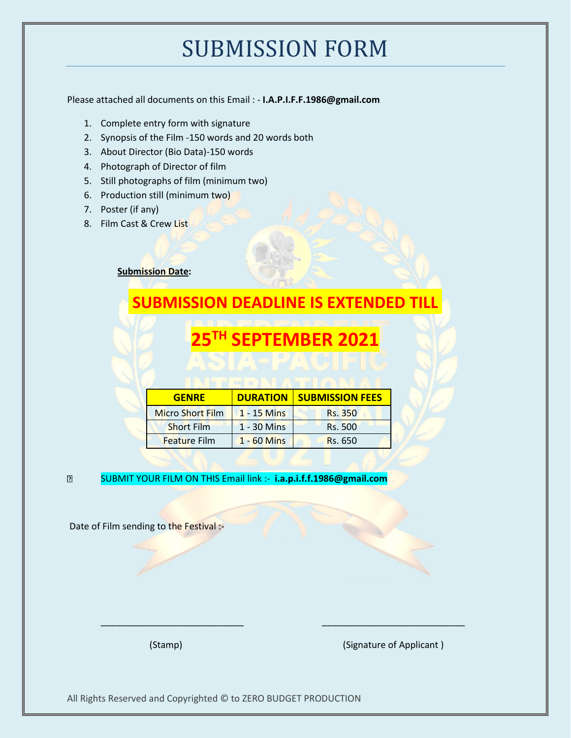# SUBMISSION FORM

Please attached all documents on this Email : - **I.A.P.I.F.F.1986@gmail.com**

1. Complete entry form with signature
2. Synopsis of the Film -150 words and 20 words both
3. About Director (Bio Data)-150 words
4. Photograph of Director of film
5. Still photographs of film (minimum two)
6. Production still (minimum two)
7. Poster (if any)
8. Film Cast & Crew List

**Submission Date:**

**SUBMISSION DEADLINE IS EXTENDED TILL**

**25TH SEPTEMBER 2021**

| GENRE | DURATION | SUBMISSION FEES |
|---|---|---|
| Micro Short Film | 1 - 15 Mins | Rs. 350 |
| Short Film | 1 - 30 Mins | Rs. 500 |
| Feature Film | 1 - 60 Mins | Rs. 650 |

SUBMIT YOUR FILM ON THIS Email link :- **i.a.p.i.f.f.1986@gmail.com**

Date of Film sending to the Festival :-

\_\_\_\_\_\_\_\_\_\_\_\_\_\_\_\_\_\_\_\_\_\_\_\_\_\_\_ (Stamp)

\_\_\_\_\_\_\_\_\_\_\_\_\_\_\_\_\_\_\_\_\_\_\_\_\_\_\_ (Signature of Applicant )

All Rights Reserved and Copyrighted © to ZERO BUDGET PRODUCTION